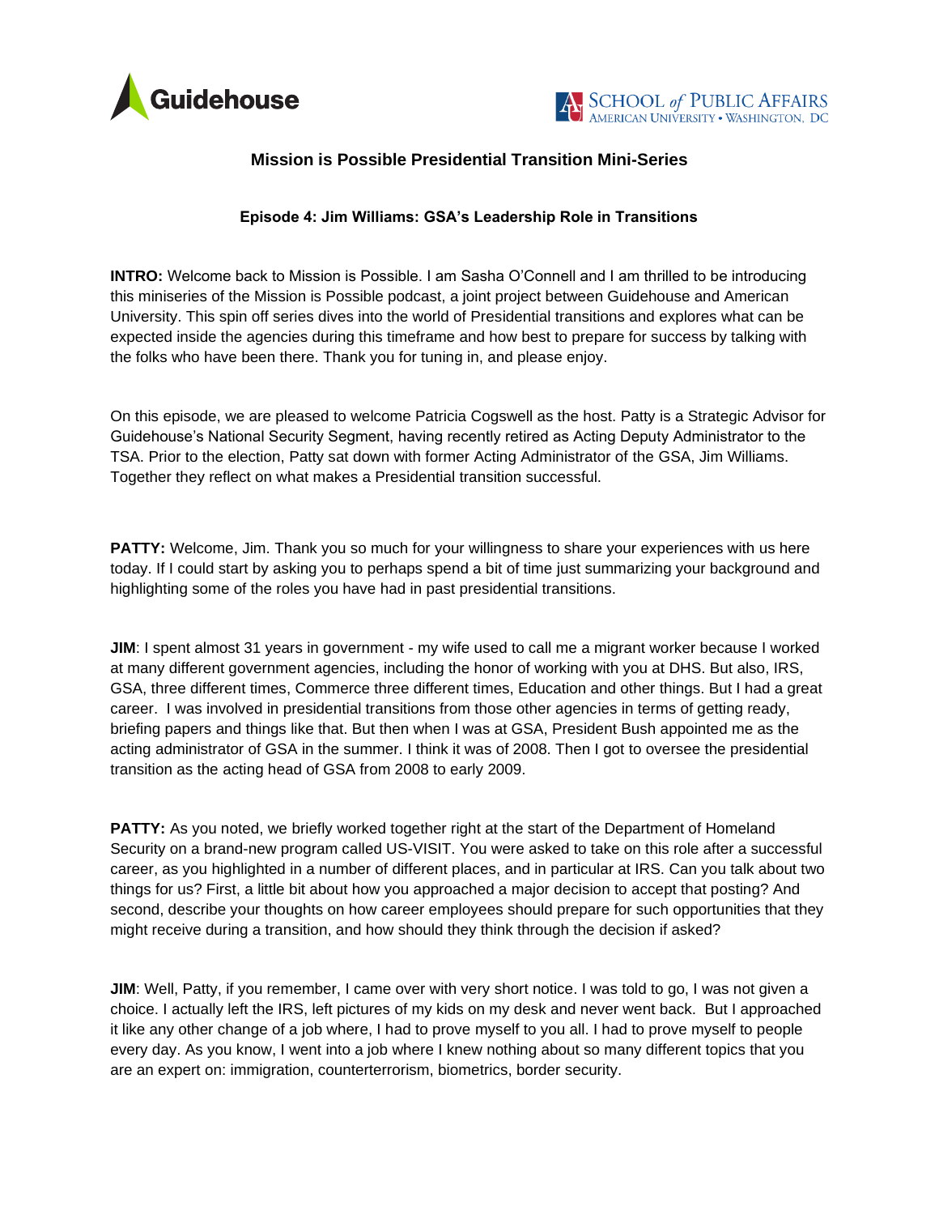# Mission is Possible Presidential Transition Mini-Series

## Episode 4: Jim Williams: GSA's Leadership Role in Transitions

**INTRO:** Welcome back to Mission is Possible. I am Sasha O'Connell and I am thrilled to be introducing this miniseries of the Mission is Possible podcast, a joint project between Guidehouse and American University. This spin off series dives into the world of Presidential transitions and explores what can be expected inside the agencies during this timeframe and how best to prepare for success by talking with the folks who have been there. Thank you for tuning in, and please enjoy.

On this episode, we are pleased to welcome Patricia Cogswell as the host. Patty is a Strategic Advisor for Guidehouse's National Security Segment, having recently retired as Acting Deputy Administrator to the TSA. Prior to the election, Patty sat down with former Acting Administrator of the GSA, Jim Williams. Together they reflect on what makes a Presidential transition successful.

**PATTY:** Welcome, Jim. Thank you so much for your willingness to share your experiences with us here today. If I could start by asking you to perhaps spend a bit of time just summarizing your background and highlighting some of the roles you have had in past presidential transitions.

**JIM**: I spent almost 31 years in government - my wife used to call me a migrant worker because I worked at many different government agencies, including the honor of working with you at DHS. But also, IRS, GSA, three different times, Commerce three different times, Education and other things. But I had a great career. I was involved in presidential transitions from those other agencies in terms of getting ready, briefing papers and things like that. But then when I was at GSA, President Bush appointed me as the acting administrator of GSA in the summer. I think it was of 2008. Then I got to oversee the presidential transition as the acting head of GSA from 2008 to early 2009.

**PATTY:** As you noted, we briefly worked together right at the start of the Department of Homeland Security on a brand-new program called US-VISIT. You were asked to take on this role after a successful career, as you highlighted in a number of different places, and in particular at IRS. Can you talk about two things for us? First, a little bit about how you approached a major decision to accept that posting? And second, describe your thoughts on how career employees should prepare for such opportunities that they might receive during a transition, and how should they think through the decision if asked?

**JIM**: Well, Patty, if you remember, I came over with very short notice. I was told to go, I was not given a choice. I actually left the IRS, left pictures of my kids on my desk and never went back. But I approached it like any other change of a job where, I had to prove myself to you all. I had to prove myself to people every day. As you know, I went into a job where I knew nothing about so many different topics that you are an expert on: immigration, counterterrorism, biometrics, border security.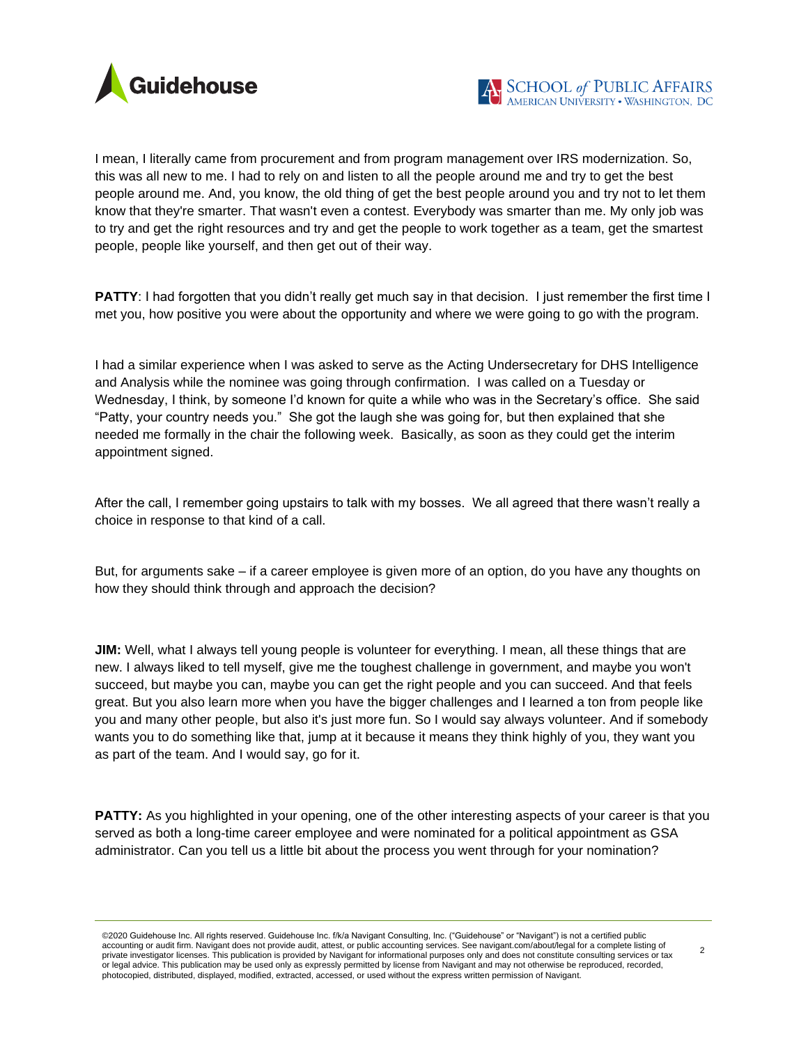I mean, I literally came from procurement and from program management over IRS modernization. So, this was all new to me. I had to rely on and listen to all the people around me and try to get the best people around me. And, you know, the old thing of get the best people around you and try not to let them know that they're smarter. That wasn't even a contest. Everybody was smarter than me. My only job was to try and get the right resources and try and get the people to work together as a team, get the smartest people, people like yourself, and then get out of their way.

**PATTY**: I had forgotten that you didn't really get much say in that decision. I just remember the first time I met you, how positive you were about the opportunity and where we were going to go with the program.

I had a similar experience when I was asked to serve as the Acting Undersecretary for DHS Intelligence and Analysis while the nominee was going through confirmation. I was called on a Tuesday or Wednesday, I think, by someone I'd known for quite a while who was in the Secretary's office. She said "Patty, your country needs you." She got the laugh she was going for, but then explained that she needed me formally in the chair the following week. Basically, as soon as they could get the interim appointment signed.

After the call, I remember going upstairs to talk with my bosses. We all agreed that there wasn't really a choice in response to that kind of a call.

But, for arguments sake – if a career employee is given more of an option, do you have any thoughts on how they should think through and approach the decision?

**JIM:** Well, what I always tell young people is volunteer for everything. I mean, all these things that are new. I always liked to tell myself, give me the toughest challenge in government, and maybe you won't succeed, but maybe you can, maybe you can get the right people and you can succeed. And that feels great. But you also learn more when you have the bigger challenges and I learned a ton from people like you and many other people, but also it's just more fun. So I would say always volunteer. And if somebody wants you to do something like that, jump at it because it means they think highly of you, they want you as part of the team. And I would say, go for it.

**PATTY:** As you highlighted in your opening, one of the other interesting aspects of your career is that you served as both a long-time career employee and were nominated for a political appointment as GSA administrator. Can you tell us a little bit about the process you went through for your nomination?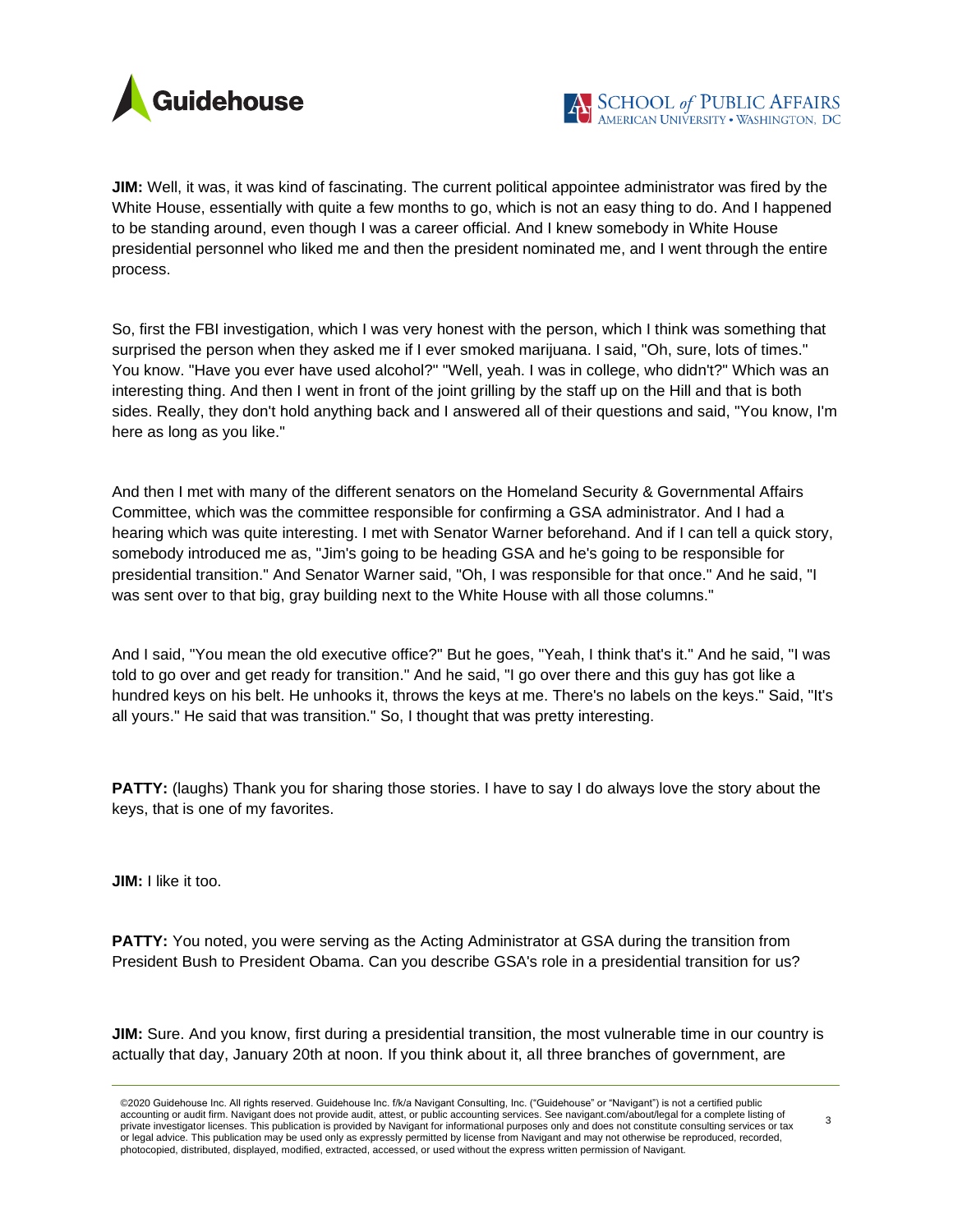**JIM:** Well, it was, it was kind of fascinating. The current political appointee administrator was fired by the White House, essentially with quite a few months to go, which is not an easy thing to do. And I happened to be standing around, even though I was a career official. And I knew somebody in White House presidential personnel who liked me and then the president nominated me, and I went through the entire process.

So, first the FBI investigation, which I was very honest with the person, which I think was something that surprised the person when they asked me if I ever smoked marijuana. I said, "Oh, sure, lots of times." You know. "Have you ever have used alcohol?" "Well, yeah. I was in college, who didn't?" Which was an interesting thing. And then I went in front of the joint grilling by the staff up on the Hill and that is both sides. Really, they don't hold anything back and I answered all of their questions and said, "You know, I'm here as long as you like."

And then I met with many of the different senators on the Homeland Security & Governmental Affairs Committee, which was the committee responsible for confirming a GSA administrator. And I had a hearing which was quite interesting. I met with Senator Warner beforehand. And if I can tell a quick story, somebody introduced me as, "Jim's going to be heading GSA and he's going to be responsible for presidential transition." And Senator Warner said, "Oh, I was responsible for that once." And he said, "I was sent over to that big, gray building next to the White House with all those columns."

And I said, "You mean the old executive office?" But he goes, "Yeah, I think that's it." And he said, "I was told to go over and get ready for transition." And he said, "I go over there and this guy has got like a hundred keys on his belt. He unhooks it, throws the keys at me. There's no labels on the keys." Said, "It's all yours." He said that was transition." So, I thought that was pretty interesting.

**PATTY:** (laughs) Thank you for sharing those stories. I have to say I do always love the story about the keys, that is one of my favorites.

**JIM:** I like it too.

**PATTY:** You noted, you were serving as the Acting Administrator at GSA during the transition from President Bush to President Obama. Can you describe GSA's role in a presidential transition for us?

**JIM:** Sure. And you know, first during a presidential transition, the most vulnerable time in our country is actually that day, January 20th at noon. If you think about it, all three branches of government, are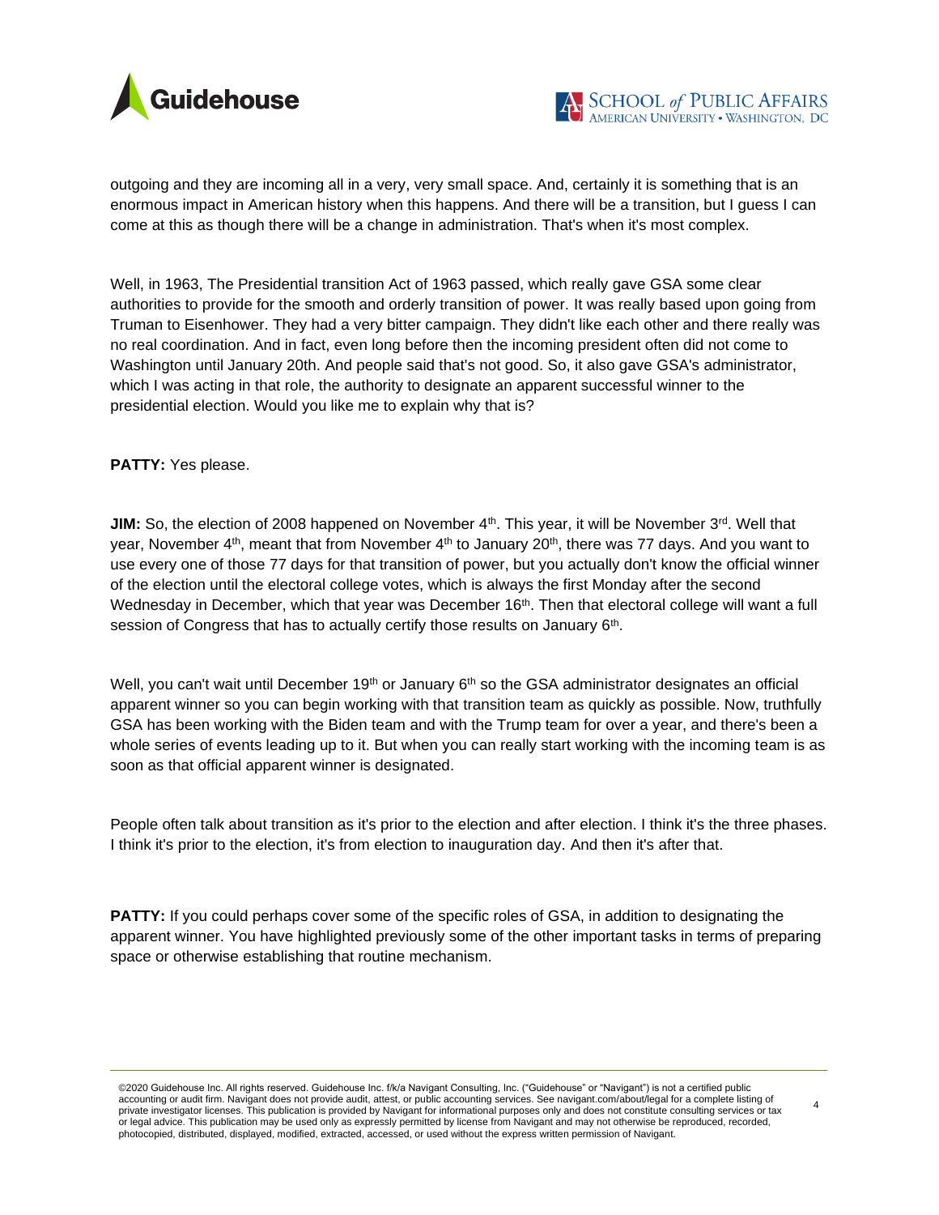outgoing and they are incoming all in a very, very small space. And, certainly it is something that is an enormous impact in American history when this happens. And there will be a transition, but I guess I can come at this as though there will be a change in administration. That's when it's most complex.

Well, in 1963, The Presidential transition Act of 1963 passed, which really gave GSA some clear authorities to provide for the smooth and orderly transition of power. It was really based upon going from Truman to Eisenhower. They had a very bitter campaign. They didn't like each other and there really was no real coordination. And in fact, even long before then the incoming president often did not come to Washington until January 20th. And people said that's not good. So, it also gave GSA's administrator, which I was acting in that role, the authority to designate an apparent successful winner to the presidential election. Would you like me to explain why that is?

**PATTY:** Yes please.

**JIM:** So, the election of 2008 happened on November 4th. This year, it will be November 3rd. Well that year, November 4th, meant that from November 4th to January 20th, there was 77 days. And you want to use every one of those 77 days for that transition of power, but you actually don't know the official winner of the election until the electoral college votes, which is always the first Monday after the second Wednesday in December, which that year was December 16th. Then that electoral college will want a full session of Congress that has to actually certify those results on January 6th.

Well, you can't wait until December 19th or January 6th so the GSA administrator designates an official apparent winner so you can begin working with that transition team as quickly as possible. Now, truthfully GSA has been working with the Biden team and with the Trump team for over a year, and there's been a whole series of events leading up to it. But when you can really start working with the incoming team is as soon as that official apparent winner is designated.

People often talk about transition as it's prior to the election and after election. I think it's the three phases. I think it's prior to the election, it's from election to inauguration day. And then it's after that.

**PATTY:** If you could perhaps cover some of the specific roles of GSA, in addition to designating the apparent winner. You have highlighted previously some of the other important tasks in terms of preparing space or otherwise establishing that routine mechanism.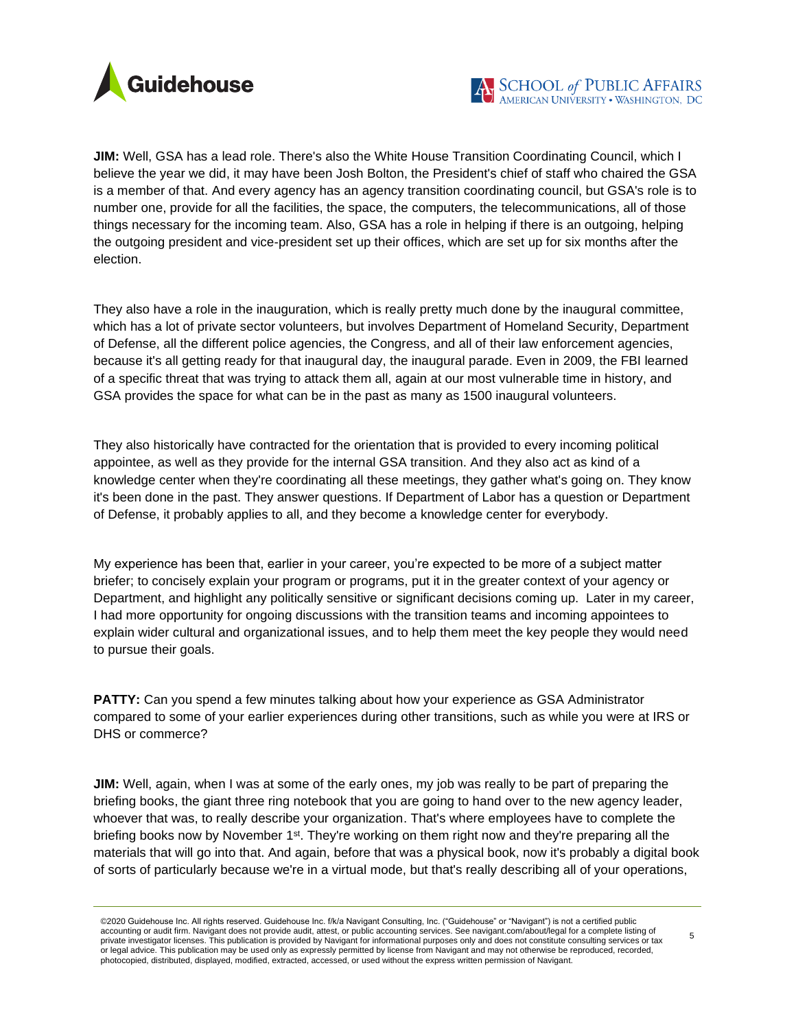**JIM:** Well, GSA has a lead role. There's also the White House Transition Coordinating Council, which I believe the year we did, it may have been Josh Bolton, the President's chief of staff who chaired the GSA is a member of that. And every agency has an agency transition coordinating council, but GSA's role is to number one, provide for all the facilities, the space, the computers, the telecommunications, all of those things necessary for the incoming team. Also, GSA has a role in helping if there is an outgoing, helping the outgoing president and vice-president set up their offices, which are set up for six months after the election.

They also have a role in the inauguration, which is really pretty much done by the inaugural committee, which has a lot of private sector volunteers, but involves Department of Homeland Security, Department of Defense, all the different police agencies, the Congress, and all of their law enforcement agencies, because it's all getting ready for that inaugural day, the inaugural parade. Even in 2009, the FBI learned of a specific threat that was trying to attack them all, again at our most vulnerable time in history, and GSA provides the space for what can be in the past as many as 1500 inaugural volunteers.

They also historically have contracted for the orientation that is provided to every incoming political appointee, as well as they provide for the internal GSA transition. And they also act as kind of a knowledge center when they're coordinating all these meetings, they gather what's going on. They know it's been done in the past. They answer questions. If Department of Labor has a question or Department of Defense, it probably applies to all, and they become a knowledge center for everybody.

My experience has been that, earlier in your career, you're expected to be more of a subject matter briefer; to concisely explain your program or programs, put it in the greater context of your agency or Department, and highlight any politically sensitive or significant decisions coming up. Later in my career, I had more opportunity for ongoing discussions with the transition teams and incoming appointees to explain wider cultural and organizational issues, and to help them meet the key people they would need to pursue their goals.

**PATTY:** Can you spend a few minutes talking about how your experience as GSA Administrator compared to some of your earlier experiences during other transitions, such as while you were at IRS or DHS or commerce?

**JIM:** Well, again, when I was at some of the early ones, my job was really to be part of preparing the briefing books, the giant three ring notebook that you are going to hand over to the new agency leader, whoever that was, to really describe your organization. That's where employees have to complete the briefing books now by November 1st. They're working on them right now and they're preparing all the materials that will go into that. And again, before that was a physical book, now it's probably a digital book of sorts of particularly because we're in a virtual mode, but that's really describing all of your operations,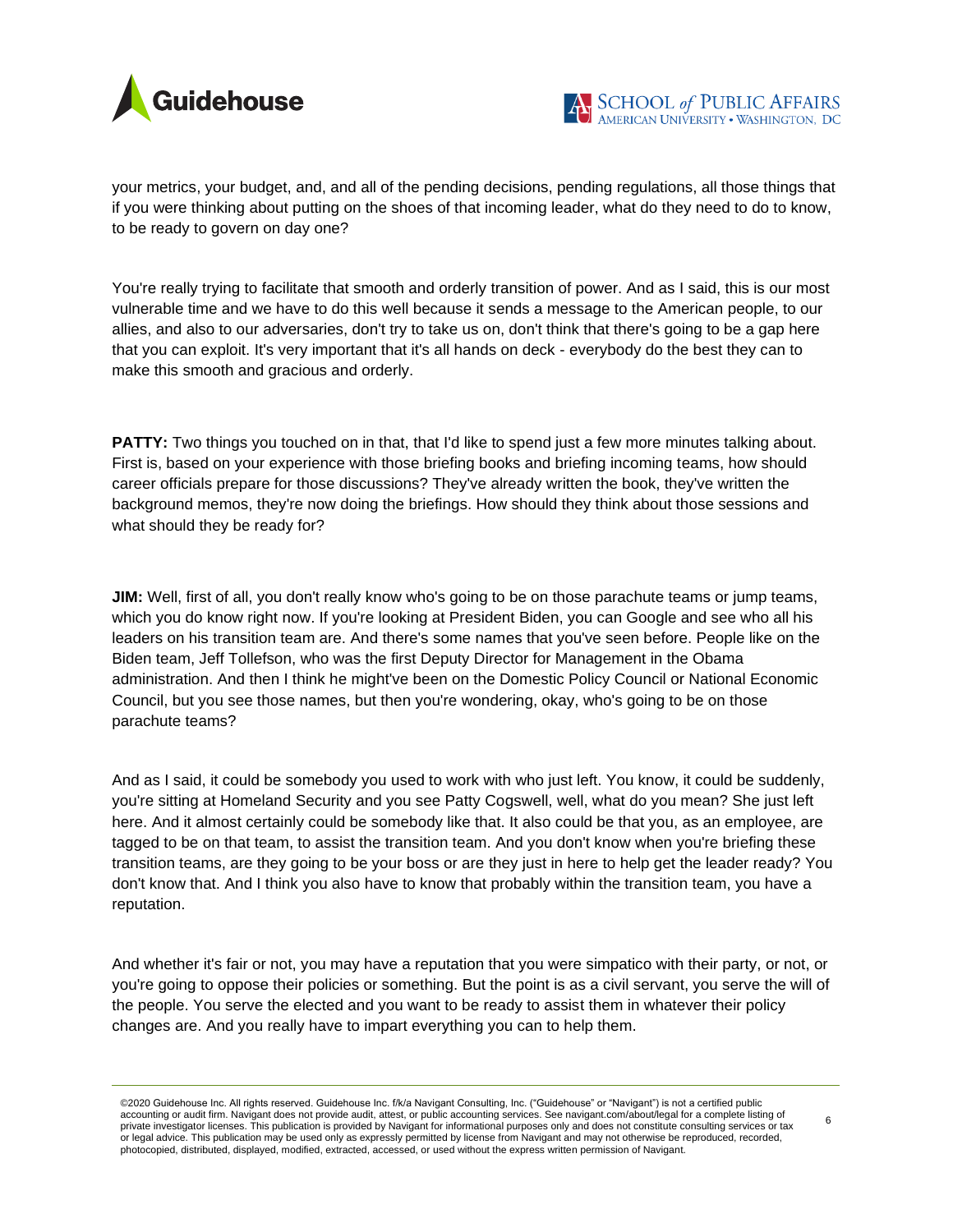your metrics, your budget, and, and all of the pending decisions, pending regulations, all those things that if you were thinking about putting on the shoes of that incoming leader, what do they need to do to know, to be ready to govern on day one?

You're really trying to facilitate that smooth and orderly transition of power. And as I said, this is our most vulnerable time and we have to do this well because it sends a message to the American people, to our allies, and also to our adversaries, don't try to take us on, don't think that there's going to be a gap here that you can exploit. It's very important that it's all hands on deck - everybody do the best they can to make this smooth and gracious and orderly.

**PATTY:** Two things you touched on in that, that I'd like to spend just a few more minutes talking about. First is, based on your experience with those briefing books and briefing incoming teams, how should career officials prepare for those discussions? They've already written the book, they've written the background memos, they're now doing the briefings. How should they think about those sessions and what should they be ready for?

**JIM:** Well, first of all, you don't really know who's going to be on those parachute teams or jump teams, which you do know right now. If you're looking at President Biden, you can Google and see who all his leaders on his transition team are. And there's some names that you've seen before. People like on the Biden team, Jeff Tollefson, who was the first Deputy Director for Management in the Obama administration. And then I think he might've been on the Domestic Policy Council or National Economic Council, but you see those names, but then you're wondering, okay, who's going to be on those parachute teams?

And as I said, it could be somebody you used to work with who just left. You know, it could be suddenly, you're sitting at Homeland Security and you see Patty Cogswell, well, what do you mean? She just left here. And it almost certainly could be somebody like that. It also could be that you, as an employee, are tagged to be on that team, to assist the transition team. And you don't know when you're briefing these transition teams, are they going to be your boss or are they just in here to help get the leader ready? You don't know that. And I think you also have to know that probably within the transition team, you have a reputation.

And whether it's fair or not, you may have a reputation that you were simpatico with their party, or not, or you're going to oppose their policies or something. But the point is as a civil servant, you serve the will of the people. You serve the elected and you want to be ready to assist them in whatever their policy changes are. And you really have to impart everything you can to help them.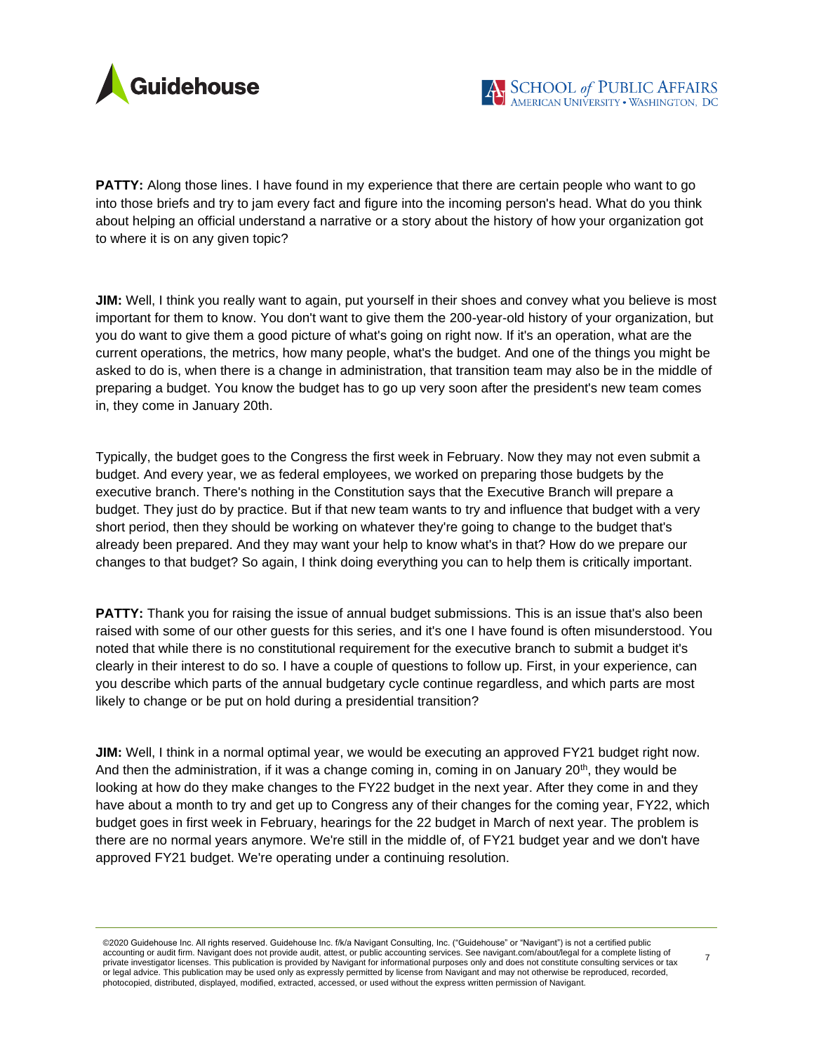**PATTY:** Along those lines. I have found in my experience that there are certain people who want to go into those briefs and try to jam every fact and figure into the incoming person's head. What do you think about helping an official understand a narrative or a story about the history of how your organization got to where it is on any given topic?

**JIM:** Well, I think you really want to again, put yourself in their shoes and convey what you believe is most important for them to know. You don't want to give them the 200-year-old history of your organization, but you do want to give them a good picture of what's going on right now. If it's an operation, what are the current operations, the metrics, how many people, what's the budget. And one of the things you might be asked to do is, when there is a change in administration, that transition team may also be in the middle of preparing a budget. You know the budget has to go up very soon after the president's new team comes in, they come in January 20th.

Typically, the budget goes to the Congress the first week in February. Now they may not even submit a budget. And every year, we as federal employees, we worked on preparing those budgets by the executive branch. There's nothing in the Constitution says that the Executive Branch will prepare a budget. They just do by practice. But if that new team wants to try and influence that budget with a very short period, then they should be working on whatever they're going to change to the budget that's already been prepared. And they may want your help to know what's in that? How do we prepare our changes to that budget? So again, I think doing everything you can to help them is critically important.

**PATTY:** Thank you for raising the issue of annual budget submissions. This is an issue that's also been raised with some of our other guests for this series, and it's one I have found is often misunderstood. You noted that while there is no constitutional requirement for the executive branch to submit a budget it's clearly in their interest to do so. I have a couple of questions to follow up. First, in your experience, can you describe which parts of the annual budgetary cycle continue regardless, and which parts are most likely to change or be put on hold during a presidential transition?

**JIM:** Well, I think in a normal optimal year, we would be executing an approved FY21 budget right now. And then the administration, if it was a change coming in, coming in on January 20th, they would be looking at how do they make changes to the FY22 budget in the next year. After they come in and they have about a month to try and get up to Congress any of their changes for the coming year, FY22, which budget goes in first week in February, hearings for the 22 budget in March of next year. The problem is there are no normal years anymore. We're still in the middle of, of FY21 budget year and we don't have approved FY21 budget. We're operating under a continuing resolution.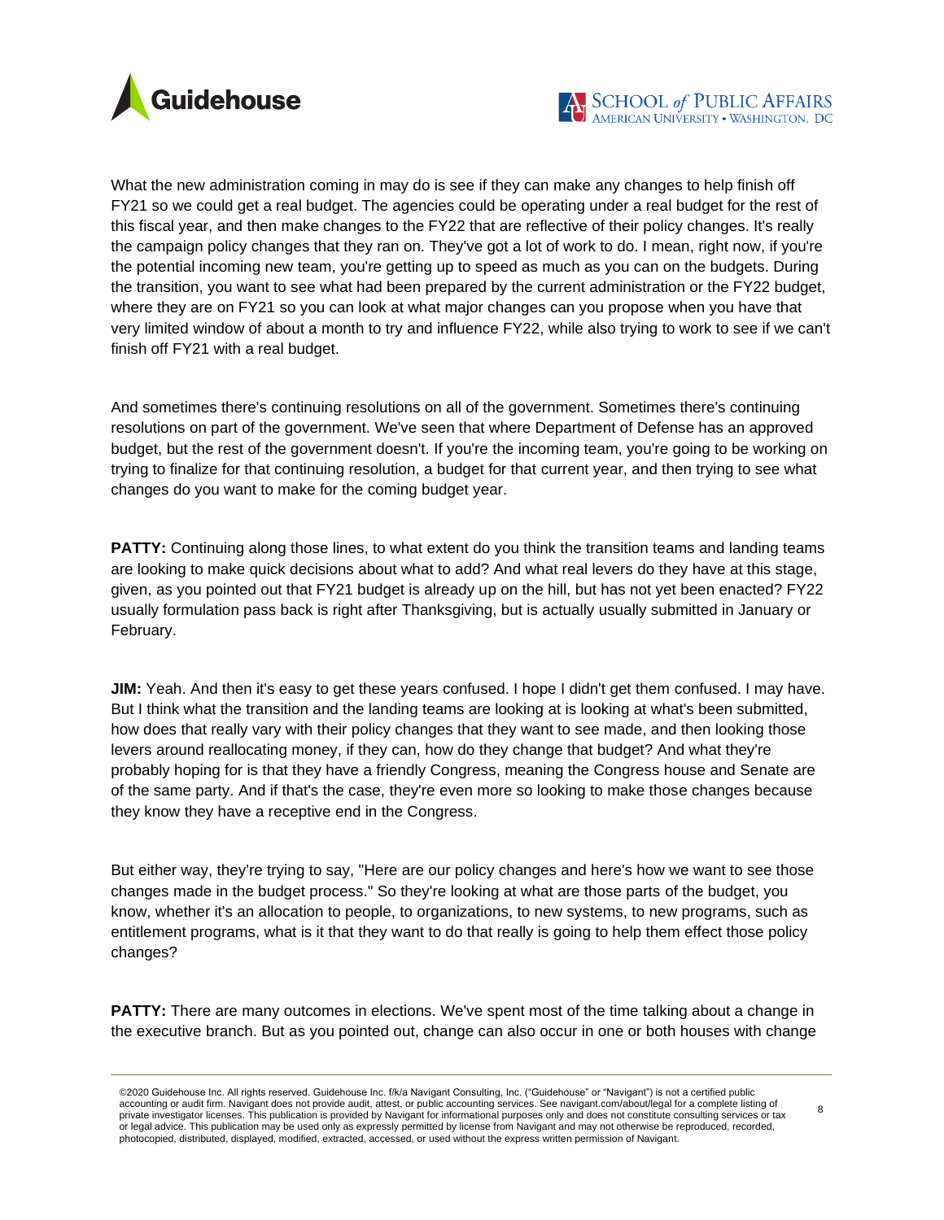What the new administration coming in may do is see if they can make any changes to help finish off FY21 so we could get a real budget. The agencies could be operating under a real budget for the rest of this fiscal year, and then make changes to the FY22 that are reflective of their policy changes. It's really the campaign policy changes that they ran on. They've got a lot of work to do. I mean, right now, if you're the potential incoming new team, you're getting up to speed as much as you can on the budgets. During the transition, you want to see what had been prepared by the current administration or the FY22 budget, where they are on FY21 so you can look at what major changes can you propose when you have that very limited window of about a month to try and influence FY22, while also trying to work to see if we can't finish off FY21 with a real budget.

And sometimes there's continuing resolutions on all of the government. Sometimes there's continuing resolutions on part of the government. We've seen that where Department of Defense has an approved budget, but the rest of the government doesn't. If you're the incoming team, you're going to be working on trying to finalize for that continuing resolution, a budget for that current year, and then trying to see what changes do you want to make for the coming budget year.

**PATTY:** Continuing along those lines, to what extent do you think the transition teams and landing teams are looking to make quick decisions about what to add? And what real levers do they have at this stage, given, as you pointed out that FY21 budget is already up on the hill, but has not yet been enacted? FY22 usually formulation pass back is right after Thanksgiving, but is actually usually submitted in January or February.

**JIM:** Yeah. And then it's easy to get these years confused. I hope I didn't get them confused. I may have. But I think what the transition and the landing teams are looking at is looking at what's been submitted, how does that really vary with their policy changes that they want to see made, and then looking those levers around reallocating money, if they can, how do they change that budget? And what they're probably hoping for is that they have a friendly Congress, meaning the Congress house and Senate are of the same party. And if that's the case, they're even more so looking to make those changes because they know they have a receptive end in the Congress.

But either way, they're trying to say, "Here are our policy changes and here's how we want to see those changes made in the budget process." So they're looking at what are those parts of the budget, you know, whether it's an allocation to people, to organizations, to new systems, to new programs, such as entitlement programs, what is it that they want to do that really is going to help them effect those policy changes?

**PATTY:** There are many outcomes in elections. We've spent most of the time talking about a change in the executive branch. But as you pointed out, change can also occur in one or both houses with change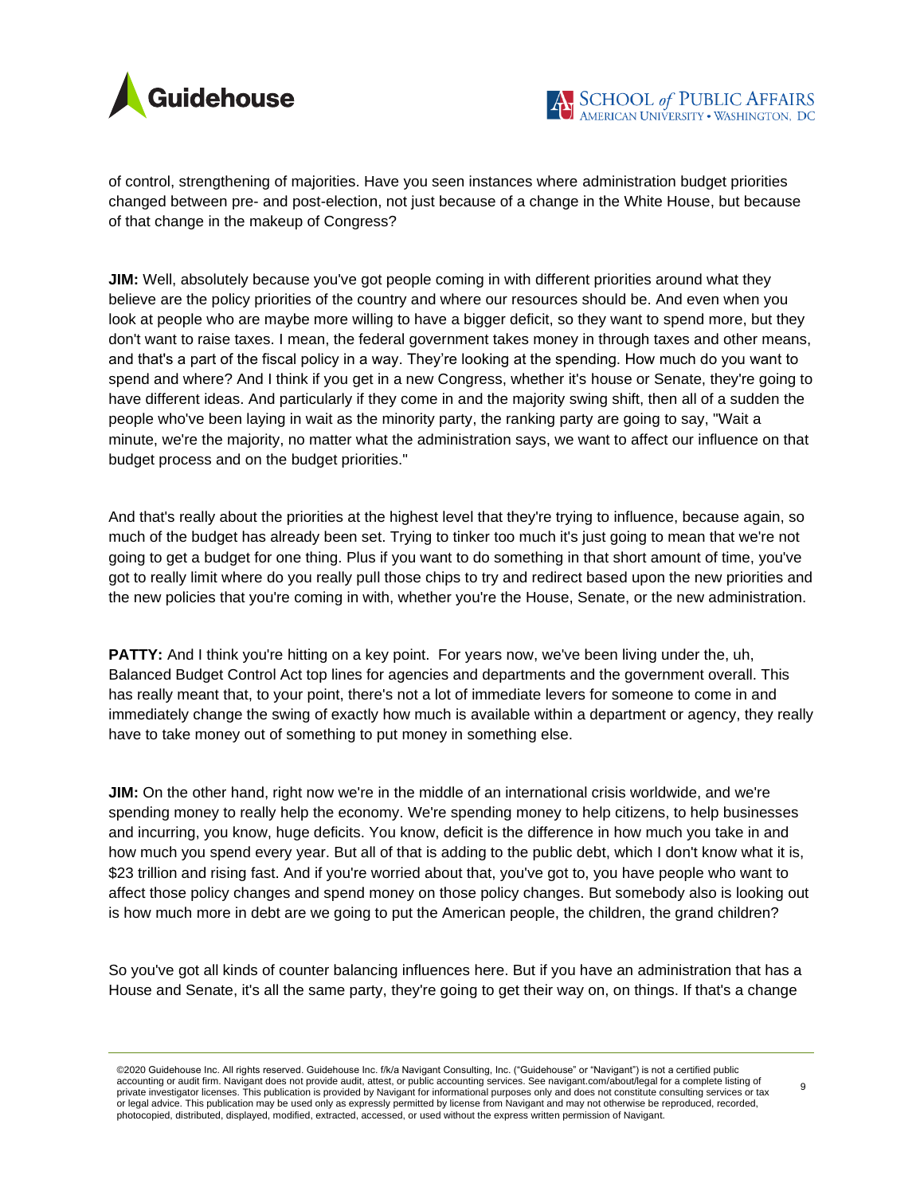of control, strengthening of majorities. Have you seen instances where administration budget priorities changed between pre- and post-election, not just because of a change in the White House, but because of that change in the makeup of Congress?

**JIM:** Well, absolutely because you've got people coming in with different priorities around what they believe are the policy priorities of the country and where our resources should be. And even when you look at people who are maybe more willing to have a bigger deficit, so they want to spend more, but they don't want to raise taxes. I mean, the federal government takes money in through taxes and other means, and that's a part of the fiscal policy in a way. They're looking at the spending. How much do you want to spend and where? And I think if you get in a new Congress, whether it's house or Senate, they're going to have different ideas. And particularly if they come in and the majority swing shift, then all of a sudden the people who've been laying in wait as the minority party, the ranking party are going to say, "Wait a minute, we're the majority, no matter what the administration says, we want to affect our influence on that budget process and on the budget priorities."

And that's really about the priorities at the highest level that they're trying to influence, because again, so much of the budget has already been set. Trying to tinker too much it's just going to mean that we're not going to get a budget for one thing. Plus if you want to do something in that short amount of time, you've got to really limit where do you really pull those chips to try and redirect based upon the new priorities and the new policies that you're coming in with, whether you're the House, Senate, or the new administration.

**PATTY:** And I think you're hitting on a key point. For years now, we've been living under the, uh, Balanced Budget Control Act top lines for agencies and departments and the government overall. This has really meant that, to your point, there's not a lot of immediate levers for someone to come in and immediately change the swing of exactly how much is available within a department or agency, they really have to take money out of something to put money in something else.

**JIM:** On the other hand, right now we're in the middle of an international crisis worldwide, and we're spending money to really help the economy. We're spending money to help citizens, to help businesses and incurring, you know, huge deficits. You know, deficit is the difference in how much you take in and how much you spend every year. But all of that is adding to the public debt, which I don't know what it is, $23 trillion and rising fast. And if you're worried about that, you've got to, you have people who want to affect those policy changes and spend money on those policy changes. But somebody also is looking out is how much more in debt are we going to put the American people, the children, the grand children?

So you've got all kinds of counter balancing influences here. But if you have an administration that has a House and Senate, it's all the same party, they're going to get their way on, on things. If that's a change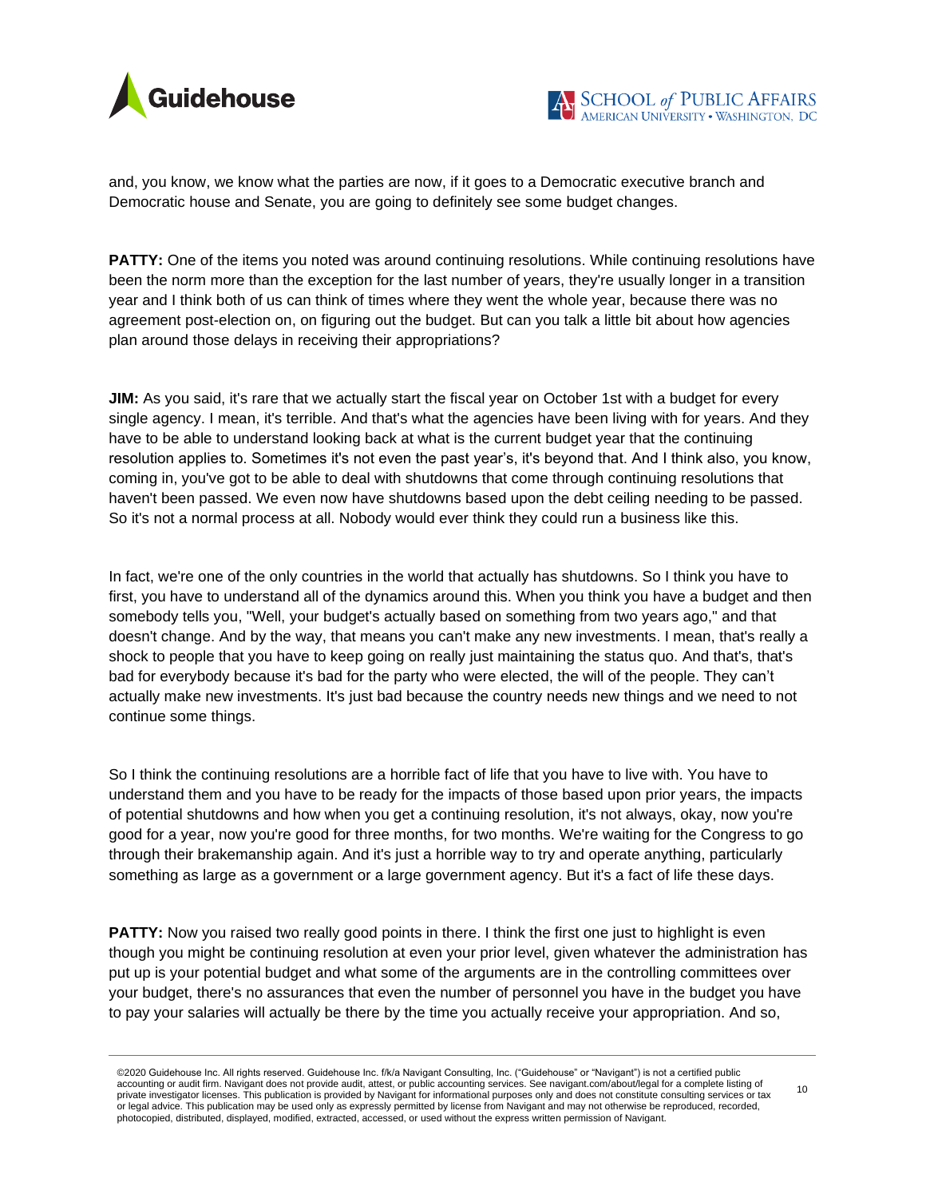and, you know, we know what the parties are now, if it goes to a Democratic executive branch and Democratic house and Senate, you are going to definitely see some budget changes.

**PATTY:** One of the items you noted was around continuing resolutions. While continuing resolutions have been the norm more than the exception for the last number of years, they're usually longer in a transition year and I think both of us can think of times where they went the whole year, because there was no agreement post-election on, on figuring out the budget. But can you talk a little bit about how agencies plan around those delays in receiving their appropriations?

**JIM:** As you said, it's rare that we actually start the fiscal year on October 1st with a budget for every single agency. I mean, it's terrible. And that's what the agencies have been living with for years. And they have to be able to understand looking back at what is the current budget year that the continuing resolution applies to. Sometimes it's not even the past year's, it's beyond that. And I think also, you know, coming in, you've got to be able to deal with shutdowns that come through continuing resolutions that haven't been passed. We even now have shutdowns based upon the debt ceiling needing to be passed. So it's not a normal process at all. Nobody would ever think they could run a business like this.

In fact, we're one of the only countries in the world that actually has shutdowns. So I think you have to first, you have to understand all of the dynamics around this. When you think you have a budget and then somebody tells you, "Well, your budget's actually based on something from two years ago," and that doesn't change. And by the way, that means you can't make any new investments. I mean, that's really a shock to people that you have to keep going on really just maintaining the status quo. And that's, that's bad for everybody because it's bad for the party who were elected, the will of the people. They can't actually make new investments. It's just bad because the country needs new things and we need to not continue some things.

So I think the continuing resolutions are a horrible fact of life that you have to live with. You have to understand them and you have to be ready for the impacts of those based upon prior years, the impacts of potential shutdowns and how when you get a continuing resolution, it's not always, okay, now you're good for a year, now you're good for three months, for two months. We're waiting for the Congress to go through their brakemanship again. And it's just a horrible way to try and operate anything, particularly something as large as a government or a large government agency. But it's a fact of life these days.

**PATTY:** Now you raised two really good points in there. I think the first one just to highlight is even though you might be continuing resolution at even your prior level, given whatever the administration has put up is your potential budget and what some of the arguments are in the controlling committees over your budget, there's no assurances that even the number of personnel you have in the budget you have to pay your salaries will actually be there by the time you actually receive your appropriation. And so,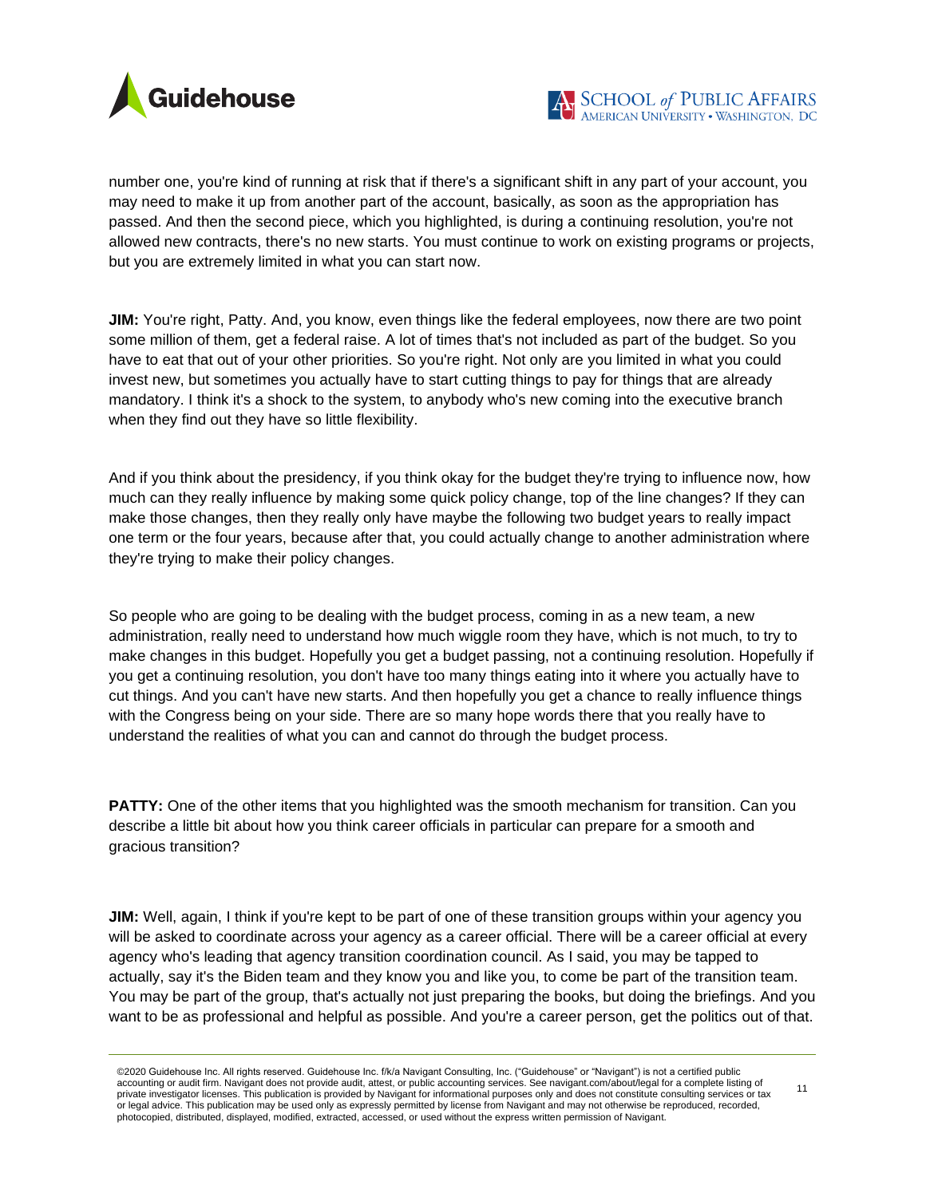number one, you're kind of running at risk that if there's a significant shift in any part of your account, you may need to make it up from another part of the account, basically, as soon as the appropriation has passed. And then the second piece, which you highlighted, is during a continuing resolution, you're not allowed new contracts, there's no new starts. You must continue to work on existing programs or projects, but you are extremely limited in what you can start now.

**JIM:** You're right, Patty. And, you know, even things like the federal employees, now there are two point some million of them, get a federal raise. A lot of times that's not included as part of the budget. So you have to eat that out of your other priorities. So you're right. Not only are you limited in what you could invest new, but sometimes you actually have to start cutting things to pay for things that are already mandatory. I think it's a shock to the system, to anybody who's new coming into the executive branch when they find out they have so little flexibility.

And if you think about the presidency, if you think okay for the budget they're trying to influence now, how much can they really influence by making some quick policy change, top of the line changes? If they can make those changes, then they really only have maybe the following two budget years to really impact one term or the four years, because after that, you could actually change to another administration where they're trying to make their policy changes.

So people who are going to be dealing with the budget process, coming in as a new team, a new administration, really need to understand how much wiggle room they have, which is not much, to try to make changes in this budget. Hopefully you get a budget passing, not a continuing resolution. Hopefully if you get a continuing resolution, you don't have too many things eating into it where you actually have to cut things. And you can't have new starts. And then hopefully you get a chance to really influence things with the Congress being on your side. There are so many hope words there that you really have to understand the realities of what you can and cannot do through the budget process.

**PATTY:** One of the other items that you highlighted was the smooth mechanism for transition. Can you describe a little bit about how you think career officials in particular can prepare for a smooth and gracious transition?

**JIM:** Well, again, I think if you're kept to be part of one of these transition groups within your agency you will be asked to coordinate across your agency as a career official. There will be a career official at every agency who's leading that agency transition coordination council. As I said, you may be tapped to actually, say it's the Biden team and they know you and like you, to come be part of the transition team. You may be part of the group, that's actually not just preparing the books, but doing the briefings. And you want to be as professional and helpful as possible. And you're a career person, get the politics out of that.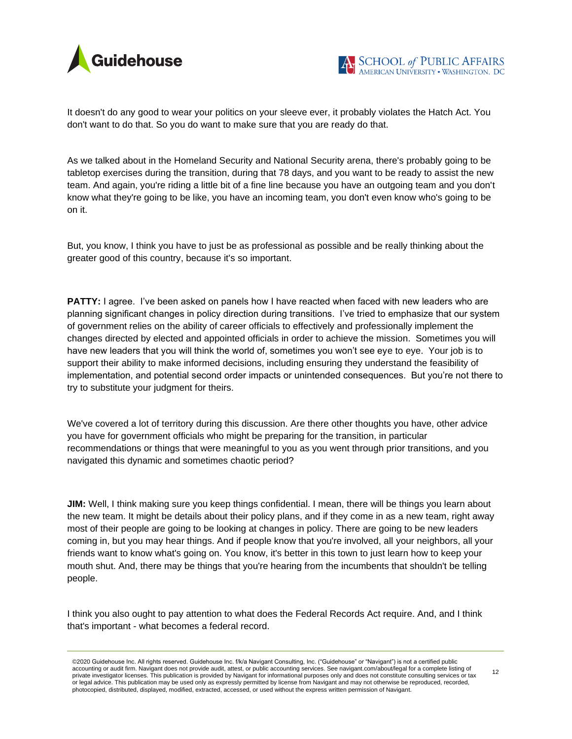It doesn't do any good to wear your politics on your sleeve ever, it probably violates the Hatch Act. You don't want to do that. So you do want to make sure that you are ready do that.

As we talked about in the Homeland Security and National Security arena, there's probably going to be tabletop exercises during the transition, during that 78 days, and you want to be ready to assist the new team. And again, you're riding a little bit of a fine line because you have an outgoing team and you don't know what they're going to be like, you have an incoming team, you don't even know who's going to be on it.

But, you know, I think you have to just be as professional as possible and be really thinking about the greater good of this country, because it's so important.

**PATTY:** I agree. I’ve been asked on panels how I have reacted when faced with new leaders who are planning significant changes in policy direction during transitions. I’ve tried to emphasize that our system of government relies on the ability of career officials to effectively and professionally implement the changes directed by elected and appointed officials in order to achieve the mission. Sometimes you will have new leaders that you will think the world of, sometimes you won’t see eye to eye. Your job is to support their ability to make informed decisions, including ensuring they understand the feasibility of implementation, and potential second order impacts or unintended consequences. But you’re not there to try to substitute your judgment for theirs.

We've covered a lot of territory during this discussion. Are there other thoughts you have, other advice you have for government officials who might be preparing for the transition, in particular recommendations or things that were meaningful to you as you went through prior transitions, and you navigated this dynamic and sometimes chaotic period?

**JIM:** Well, I think making sure you keep things confidential. I mean, there will be things you learn about the new team. It might be details about their policy plans, and if they come in as a new team, right away most of their people are going to be looking at changes in policy. There are going to be new leaders coming in, but you may hear things. And if people know that you're involved, all your neighbors, all your friends want to know what's going on. You know, it's better in this town to just learn how to keep your mouth shut. And, there may be things that you're hearing from the incumbents that shouldn't be telling people.

I think you also ought to pay attention to what does the Federal Records Act require. And, and I think that's important - what becomes a federal record.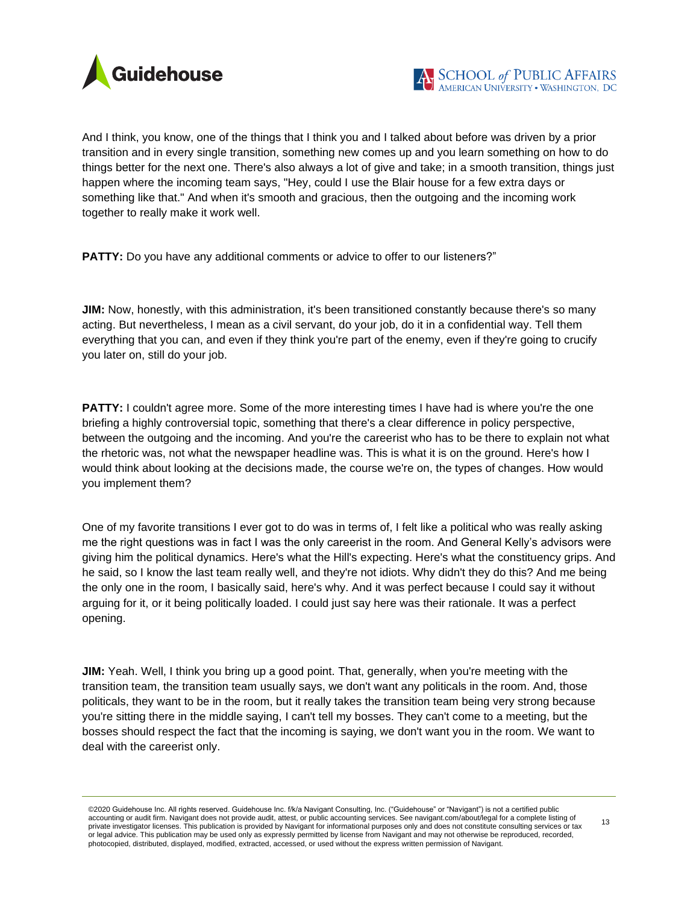And I think, you know, one of the things that I think you and I talked about before was driven by a prior transition and in every single transition, something new comes up and you learn something on how to do things better for the next one. There's also always a lot of give and take; in a smooth transition, things just happen where the incoming team says, "Hey, could I use the Blair house for a few extra days or something like that." And when it's smooth and gracious, then the outgoing and the incoming work together to really make it work well.

**PATTY:** Do you have any additional comments or advice to offer to our listeners?"

**JIM:** Now, honestly, with this administration, it's been transitioned constantly because there's so many acting. But nevertheless, I mean as a civil servant, do your job, do it in a confidential way. Tell them everything that you can, and even if they think you're part of the enemy, even if they're going to crucify you later on, still do your job.

**PATTY:** I couldn't agree more. Some of the more interesting times I have had is where you're the one briefing a highly controversial topic, something that there's a clear difference in policy perspective, between the outgoing and the incoming. And you're the careerist who has to be there to explain not what the rhetoric was, not what the newspaper headline was. This is what it is on the ground. Here's how I would think about looking at the decisions made, the course we're on, the types of changes. How would you implement them?

One of my favorite transitions I ever got to do was in terms of, I felt like a political who was really asking me the right questions was in fact I was the only careerist in the room. And General Kelly's advisors were giving him the political dynamics. Here's what the Hill's expecting. Here's what the constituency grips. And he said, so I know the last team really well, and they're not idiots. Why didn't they do this? And me being the only one in the room, I basically said, here's why. And it was perfect because I could say it without arguing for it, or it being politically loaded. I could just say here was their rationale. It was a perfect opening.

**JIM:** Yeah. Well, I think you bring up a good point. That, generally, when you're meeting with the transition team, the transition team usually says, we don't want any politicals in the room. And, those politicals, they want to be in the room, but it really takes the transition team being very strong because you're sitting there in the middle saying, I can't tell my bosses. They can't come to a meeting, but the bosses should respect the fact that the incoming is saying, we don't want you in the room. We want to deal with the careerist only.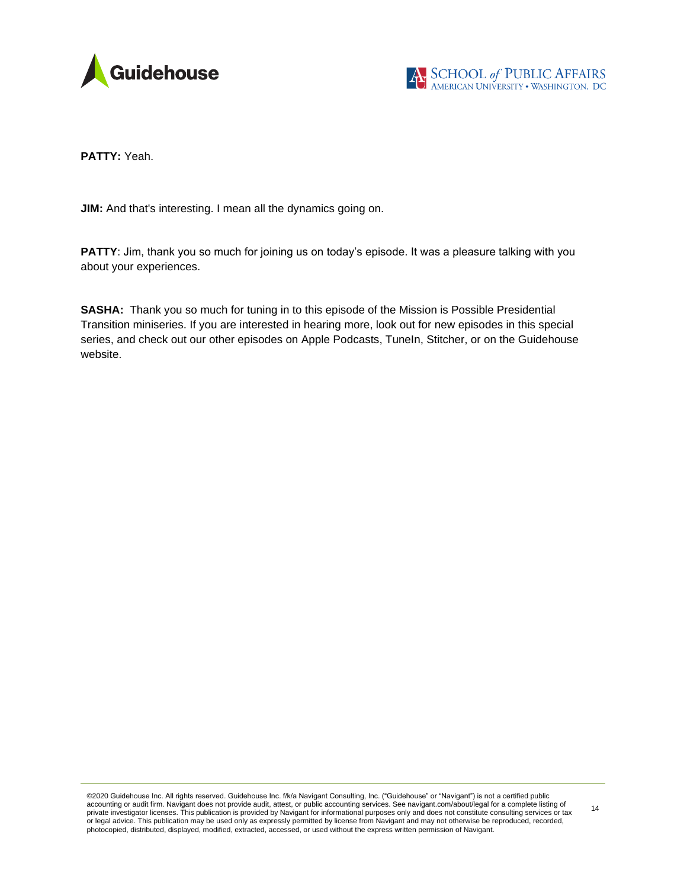**PATTY:** Yeah.

**JIM:** And that's interesting. I mean all the dynamics going on.

**PATTY**: Jim, thank you so much for joining us on today's episode. It was a pleasure talking with you about your experiences.

**SASHA:** Thank you so much for tuning in to this episode of the Mission is Possible Presidential Transition miniseries. If you are interested in hearing more, look out for new episodes in this special series, and check out our other episodes on Apple Podcasts, TuneIn, Stitcher, or on the Guidehouse website.